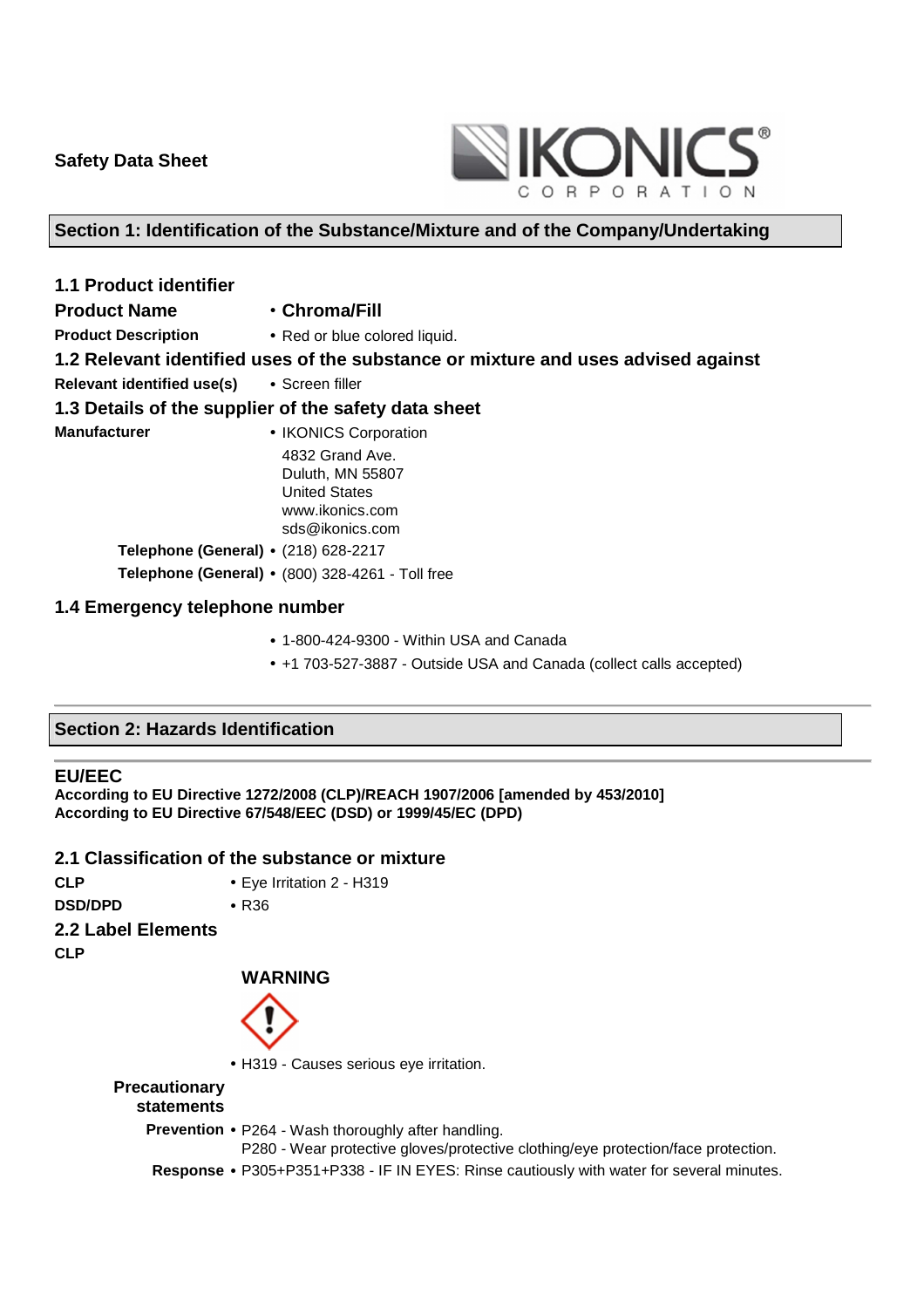**Safety Data Sheet**

IKONICS® CORPORATION

## Section 1: Identification of the Substance/Mixture and of the Company/Undertaking

### 1.1 Product identifier

**Product Name** • **Chroma/Fill**

**Product Description** • Red or blue colored liquid.

### 1.2 Relevant identified uses of the substance or mixture and uses advised against

**Relevant identified use(s)** • Screen filler

### 1.3 Details of the supplier of the safety data sheet

**Manufacturer** • IKONICS Corporation
4832 Grand Ave.
Duluth, MN 55807
United States
www.ikonics.com
sds@ikonics.com

**Telephone (General)** • (218) 628-2217

**Telephone (General)** • (800) 328-4261 - Toll free

### 1.4 Emergency telephone number

- 1-800-424-9300 - Within USA and Canada
- +1 703-527-3887 - Outside USA and Canada (collect calls accepted)

## Section 2: Hazards Identification

### EU/EEC

**According to EU Directive 1272/2008 (CLP)/REACH 1907/2006 [amended by 453/2010]**
**According to EU Directive 67/548/EEC (DSD) or 1999/45/EC (DPD)**

### 2.1 Classification of the substance or mixture

**CLP** • Eye Irritation 2 - H319

**DSD/DPD** • R36

### 2.2 Label Elements

**CLP**

**WARNING**

- H319 - Causes serious eye irritation.

**Precautionary statements**

**Prevention** • P264 - Wash thoroughly after handling.
P280 - Wear protective gloves/protective clothing/eye protection/face protection.

**Response** • P305+P351+P338 - IF IN EYES: Rinse cautiously with water for several minutes.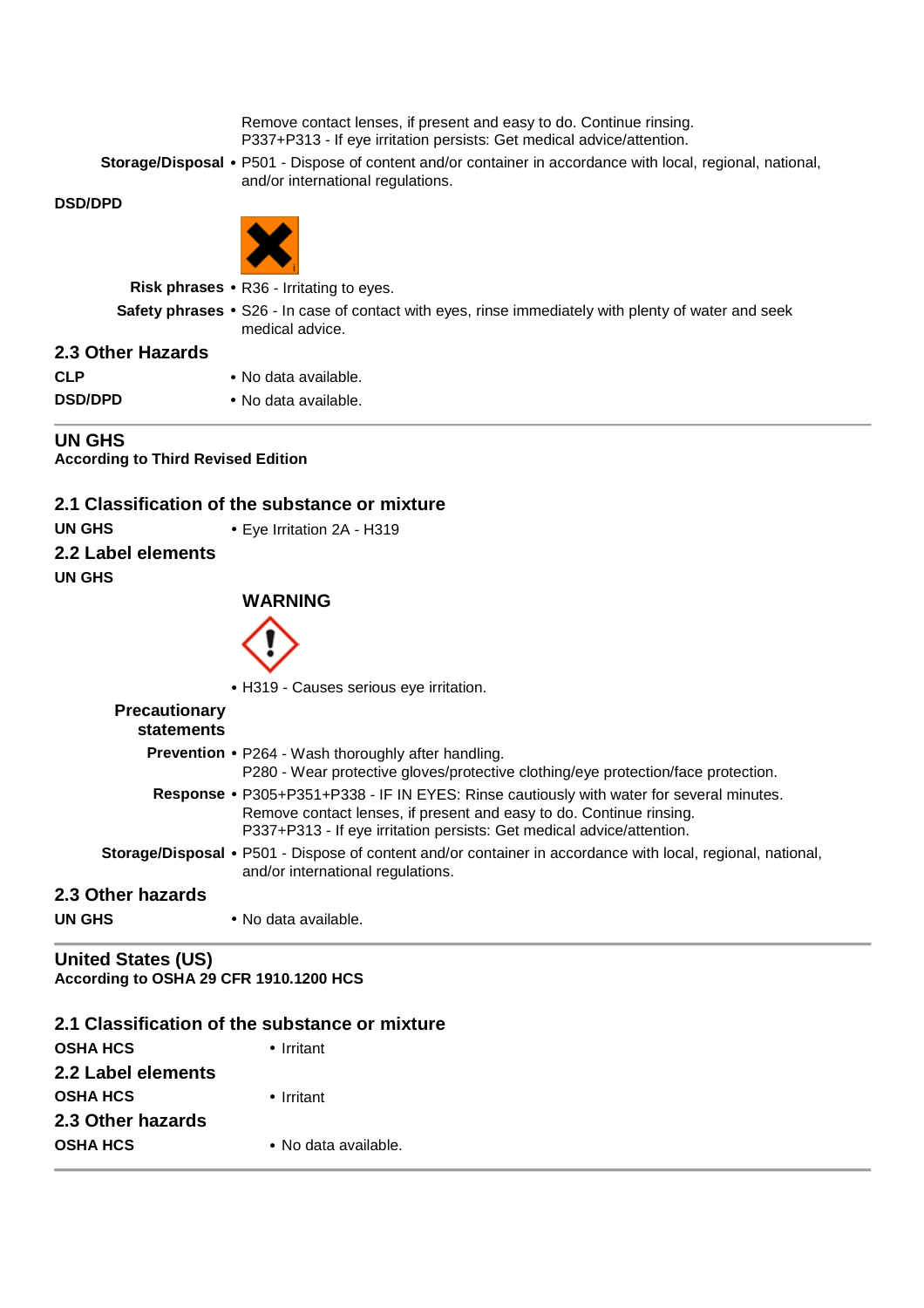Remove contact lenses, if present and easy to do. Continue rinsing.
P337+P313 - If eye irritation persists: Get medical advice/attention.

**Storage/Disposal** • P501 - Dispose of content and/or container in accordance with local, regional, national, and/or international regulations.

**DSD/DPD**

**Risk phrases** • R36 - Irritating to eyes.

**Safety phrases** • S26 - In case of contact with eyes, rinse immediately with plenty of water and seek medical advice.

## 2.3 Other Hazards

**CLP** • No data available.

**DSD/DPD** • No data available.

---

## UN GHS

**According to Third Revised Edition**

## 2.1 Classification of the substance or mixture

**UN GHS** • Eye Irritation 2A - H319

## 2.2 Label elements

**UN GHS**

**WARNING**

• H319 - Causes serious eye irritation.

**Precautionary statements**

**Prevention** • P264 - Wash thoroughly after handling.
P280 - Wear protective gloves/protective clothing/eye protection/face protection.

**Response** • P305+P351+P338 - IF IN EYES: Rinse cautiously with water for several minutes. Remove contact lenses, if present and easy to do. Continue rinsing.
P337+P313 - If eye irritation persists: Get medical advice/attention.

**Storage/Disposal** • P501 - Dispose of content and/or container in accordance with local, regional, national, and/or international regulations.

## 2.3 Other hazards

**UN GHS** • No data available.

---

## United States (US)

**According to OSHA 29 CFR 1910.1200 HCS**

## 2.1 Classification of the substance or mixture

**OSHA HCS** • Irritant

## 2.2 Label elements

**OSHA HCS** • Irritant

## 2.3 Other hazards

**OSHA HCS** • No data available.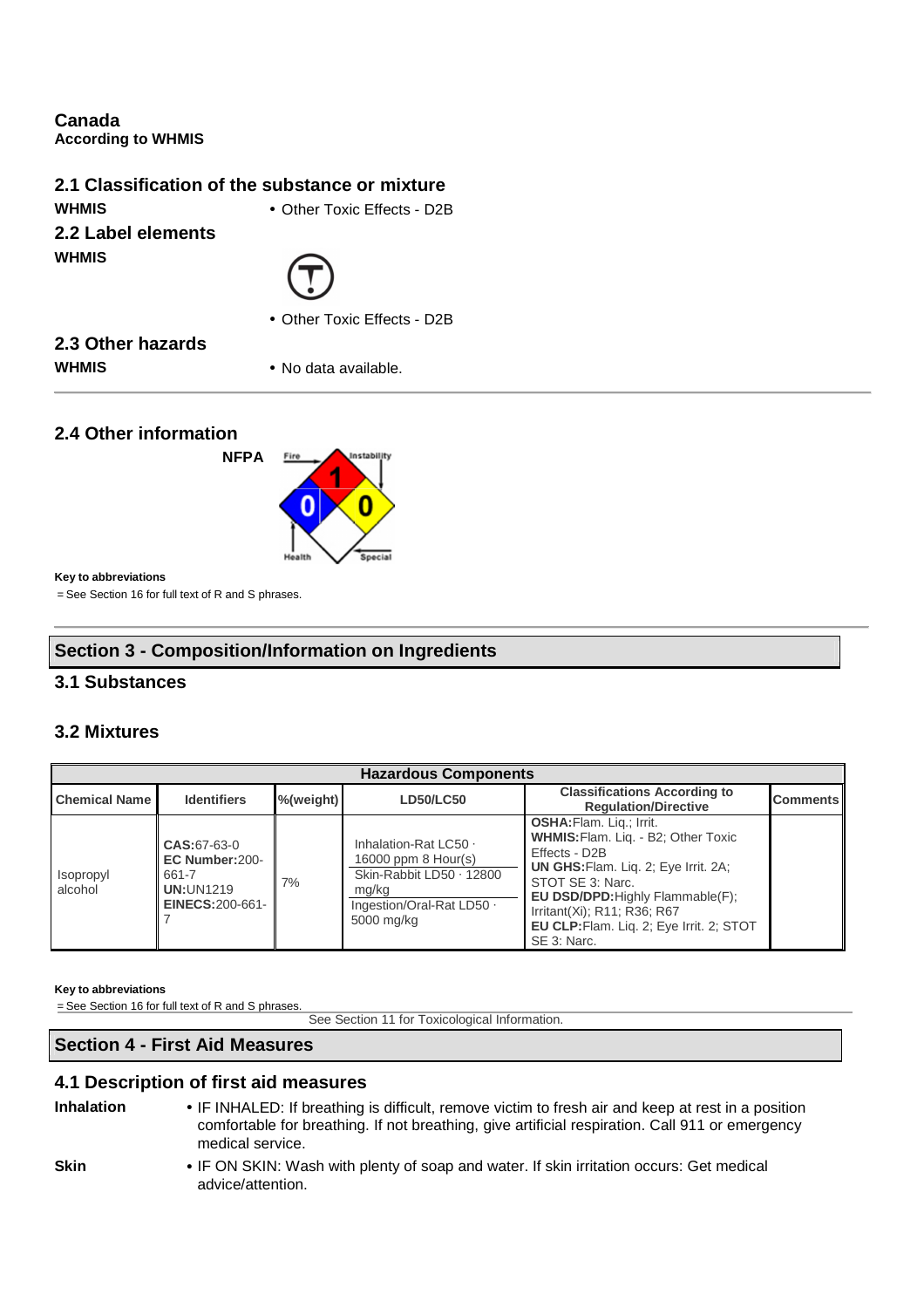**Canada**
**According to WHMIS**

## 2.1 Classification of the substance or mixture

**WHMIS**
- Other Toxic Effects - D2B

## 2.2 Label elements

**WHMIS**
- Other Toxic Effects - D2B

## 2.3 Other hazards

**WHMIS**
- No data available.

## 2.4 Other information

**NFPA**

Fire: 1 | Health: 0 | Instability: 0 | Special

**Key to abbreviations**
= See Section 16 for full text of R and S phrases.

## Section 3 - Composition/Information on Ingredients

### 3.1 Substances

### 3.2 Mixtures

| Hazardous Components | | | | | |
|---|---|---|---|---|---|
| Chemical Name | Identifiers | %(weight) | LD50/LC50 | Classifications According to Regulation/Directive | Comments |
| Isopropyl alcohol | **CAS:**67-63-0 **EC Number:**200-661-7 **UN:**UN1219 **EINECS:**200-661-7 | 7% | Inhalation-Rat LC50 · 16000 ppm 8 Hour(s) Skin-Rabbit LD50 · 12800 mg/kg Ingestion/Oral-Rat LD50 · 5000 mg/kg | **OSHA:**Flam. Liq.; Irrit. **WHMIS:**Flam. Liq. - B2; Other Toxic Effects - D2B **UN GHS:**Flam. Liq. 2; Eye Irrit. 2A; STOT SE 3: Narc. **EU DSD/DPD:**Highly Flammable(F); Irritant(Xi); R11; R36; R67 **EU CLP:**Flam. Liq. 2; Eye Irrit. 2; STOT SE 3: Narc. | |

**Key to abbreviations**
= See Section 16 for full text of R and S phrases.

See Section 11 for Toxicological Information.

## Section 4 - First Aid Measures

### 4.1 Description of first aid measures

**Inhalation**
- IF INHALED: If breathing is difficult, remove victim to fresh air and keep at rest in a position comfortable for breathing. If not breathing, give artificial respiration. Call 911 or emergency medical service.

**Skin**
- IF ON SKIN: Wash with plenty of soap and water. If skin irritation occurs: Get medical advice/attention.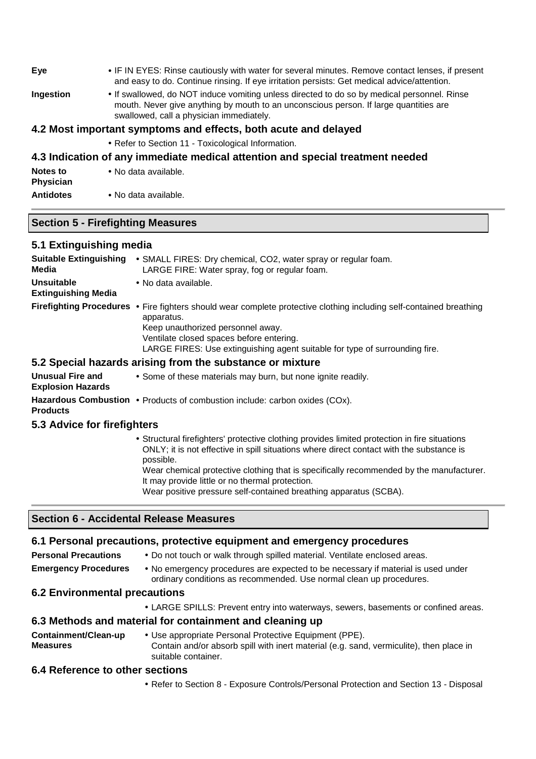| | |
|---|---|
| **Eye** | • IF IN EYES: Rinse cautiously with water for several minutes. Remove contact lenses, if present and easy to do. Continue rinsing. If eye irritation persists: Get medical advice/attention. |
| **Ingestion** | • If swallowed, do NOT induce vomiting unless directed to do so by medical personnel. Rinse mouth. Never give anything by mouth to an unconscious person. If large quantities are swallowed, call a physician immediately. |

### 4.2 Most important symptoms and effects, both acute and delayed

• Refer to Section 11 - Toxicological Information.

### 4.3 Indication of any immediate medical attention and special treatment needed

| | |
|---|---|
| **Notes to Physician** | • No data available. |
| **Antidotes** | • No data available. |

## Section 5 - Firefighting Measures

### 5.1 Extinguishing media

| | |
|---|---|
| **Suitable Extinguishing Media** | • SMALL FIRES: Dry chemical, $CO_2$, water spray or regular foam.<br>LARGE FIRE: Water spray, fog or regular foam. |
| **Unsuitable Extinguishing Media** | • No data available. |
| **Firefighting Procedures** | • Fire fighters should wear complete protective clothing including self-contained breathing apparatus.<br>Keep unauthorized personnel away.<br>Ventilate closed spaces before entering.<br>LARGE FIRES: Use extinguishing agent suitable for type of surrounding fire. |

### 5.2 Special hazards arising from the substance or mixture

| | |
|---|---|
| **Unusual Fire and Explosion Hazards** | • Some of these materials may burn, but none ignite readily. |
| **Hazardous Combustion Products** | • Products of combustion include: carbon oxides (COx). |

### 5.3 Advice for firefighters

• Structural firefighters' protective clothing provides limited protection in fire situations ONLY; it is not effective in spill situations where direct contact with the substance is possible.
Wear chemical protective clothing that is specifically recommended by the manufacturer. It may provide little or no thermal protection.
Wear positive pressure self-contained breathing apparatus (SCBA).

## Section 6 - Accidental Release Measures

### 6.1 Personal precautions, protective equipment and emergency procedures

| | |
|---|---|
| **Personal Precautions** | • Do not touch or walk through spilled material. Ventilate enclosed areas. |
| **Emergency Procedures** | • No emergency procedures are expected to be necessary if material is used under ordinary conditions as recommended. Use normal clean up procedures. |

### 6.2 Environmental precautions

• LARGE SPILLS: Prevent entry into waterways, sewers, basements or confined areas.

### 6.3 Methods and material for containment and cleaning up

| | |
|---|---|
| **Containment/Clean-up Measures** | • Use appropriate Personal Protective Equipment (PPE).<br>Contain and/or absorb spill with inert material (e.g. sand, vermiculite), then place in suitable container. |

### 6.4 Reference to other sections

• Refer to Section 8 - Exposure Controls/Personal Protection and Section 13 - Disposal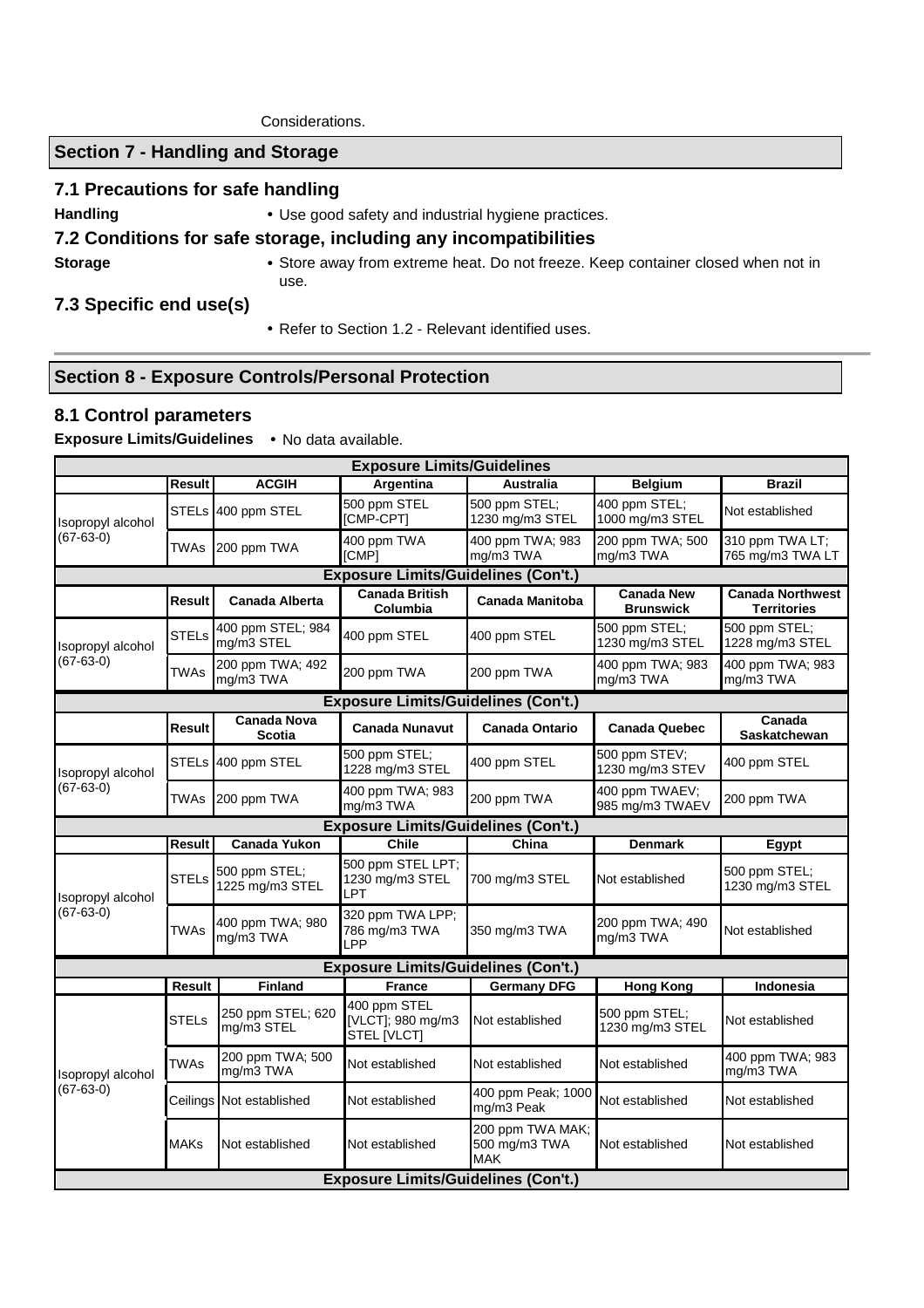Considerations.

## Section 7 - Handling and Storage

### 7.1 Precautions for safe handling

**Handling** • Use good safety and industrial hygiene practices.

### 7.2 Conditions for safe storage, including any incompatibilities

**Storage** • Store away from extreme heat. Do not freeze. Keep container closed when not in use.

### 7.3 Specific end use(s)

• Refer to Section 1.2 - Relevant identified uses.

## Section 8 - Exposure Controls/Personal Protection

### 8.1 Control parameters

**Exposure Limits/Guidelines** • No data available.

**Exposure Limits/Guidelines**

| | Result | ACGIH | Argentina | Australia | Belgium | Brazil |
|---|---|---|---|---|---|---|
| Isopropyl alcohol (67-63-0) | STELs | 400 ppm STEL | 500 ppm STEL [CMP-CPT] | 500 ppm STEL; 1230 mg/m3 STEL | 400 ppm STEL; 1000 mg/m3 STEL | Not established |
| | TWAs | 200 ppm TWA | 400 ppm TWA [CMP] | 400 ppm TWA; 983 mg/m3 TWA | 200 ppm TWA; 500 mg/m3 TWA | 310 ppm TWA LT; 765 mg/m3 TWA LT |

**Exposure Limits/Guidelines (Con't.)**

| | Result | Canada Alberta | Canada British Columbia | Canada Manitoba | Canada New Brunswick | Canada Northwest Territories |
|---|---|---|---|---|---|---|
| Isopropyl alcohol (67-63-0) | STELs | 400 ppm STEL; 984 mg/m3 STEL | 400 ppm STEL | 400 ppm STEL | 500 ppm STEL; 1230 mg/m3 STEL | 500 ppm STEL; 1228 mg/m3 STEL |
| | TWAs | 200 ppm TWA; 492 mg/m3 TWA | 200 ppm TWA | 200 ppm TWA | 400 ppm TWA; 983 mg/m3 TWA | 400 ppm TWA; 983 mg/m3 TWA |

**Exposure Limits/Guidelines (Con't.)**

| | Result | Canada Nova Scotia | Canada Nunavut | Canada Ontario | Canada Quebec | Canada Saskatchewan |
|---|---|---|---|---|---|---|
| Isopropyl alcohol (67-63-0) | STELs | 400 ppm STEL | 500 ppm STEL; 1228 mg/m3 STEL | 400 ppm STEL | 500 ppm STEV; 1230 mg/m3 STEV | 400 ppm STEL |
| | TWAs | 200 ppm TWA | 400 ppm TWA; 983 mg/m3 TWA | 200 ppm TWA | 400 ppm TWAEV; 985 mg/m3 TWAEV | 200 ppm TWA |

**Exposure Limits/Guidelines (Con't.)**

| | Result | Canada Yukon | Chile | China | Denmark | Egypt |
|---|---|---|---|---|---|---|
| Isopropyl alcohol (67-63-0) | STELs | 500 ppm STEL; 1225 mg/m3 STEL | 500 ppm STEL LPT; 1230 mg/m3 STEL LPT | 700 mg/m3 STEL | Not established | 500 ppm STEL; 1230 mg/m3 STEL |
| | TWAs | 400 ppm TWA; 980 mg/m3 TWA | 320 ppm TWA LPP; 786 mg/m3 TWA LPP | 350 mg/m3 TWA | 200 ppm TWA; 490 mg/m3 TWA | Not established |

**Exposure Limits/Guidelines (Con't.)**

| | Result | Finland | France | Germany DFG | Hong Kong | Indonesia |
|---|---|---|---|---|---|---|
| Isopropyl alcohol (67-63-0) | STELs | 250 ppm STEL; 620 mg/m3 STEL | 400 ppm STEL [VLCT]; 980 mg/m3 STEL [VLCT] | Not established | 500 ppm STEL; 1230 mg/m3 STEL | Not established |
| | TWAs | 200 ppm TWA; 500 mg/m3 TWA | Not established | Not established | Not established | 400 ppm TWA; 983 mg/m3 TWA |
| | Ceilings | Not established | Not established | 400 ppm Peak; 1000 mg/m3 Peak | Not established | Not established |
| | MAKs | Not established | Not established | 200 ppm TWA MAK; 500 mg/m3 TWA MAK | Not established | Not established |

**Exposure Limits/Guidelines (Con't.)**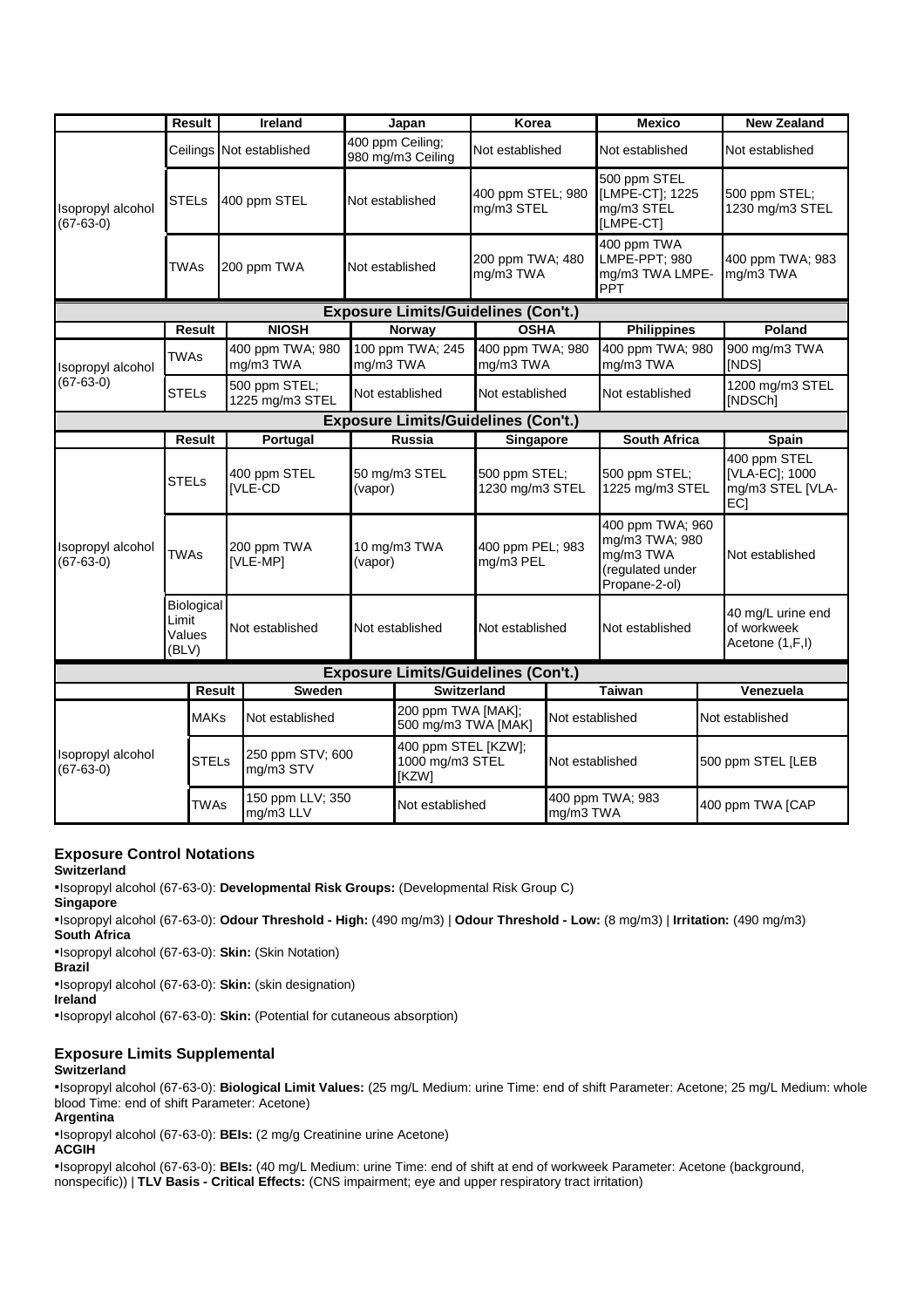| | Result | Ireland | Japan | Korea | Mexico | New Zealand |
|---|---|---|---|---|---|---|
| Isopropyl alcohol (67-63-0) | Ceilings | Not established | 400 ppm Ceiling; 980 mg/m3 Ceiling | Not established | Not established | Not established |
| | STELs | 400 ppm STEL | Not established | 400 ppm STEL; 980 mg/m3 STEL | 500 ppm STEL [LMPE-CT]; 1225 mg/m3 STEL [LMPE-CT] | 500 ppm STEL; 1230 mg/m3 STEL |
| | TWAs | 200 ppm TWA | Not established | 200 ppm TWA; 480 mg/m3 TWA | 400 ppm TWA LMPE-PPT; 980 mg/m3 TWA LMPE-PPT | 400 ppm TWA; 983 mg/m3 TWA |

**Exposure Limits/Guidelines (Con't.)**

| | Result | NIOSH | Norway | OSHA | Philippines | Poland |
|---|---|---|---|---|---|---|
| Isopropyl alcohol (67-63-0) | TWAs | 400 ppm TWA; 980 mg/m3 TWA | 100 ppm TWA; 245 mg/m3 TWA | 400 ppm TWA; 980 mg/m3 TWA | 400 ppm TWA; 980 mg/m3 TWA | 900 mg/m3 TWA [NDS] |
| | STELs | 500 ppm STEL; 1225 mg/m3 STEL | Not established | Not established | Not established | 1200 mg/m3 STEL [NDSCh] |

**Exposure Limits/Guidelines (Con't.)**

| | Result | Portugal | Russia | Singapore | South Africa | Spain |
|---|---|---|---|---|---|---|
| Isopropyl alcohol (67-63-0) | STELs | 400 ppm STEL [VLE-CD | 50 mg/m3 STEL (vapor) | 500 ppm STEL; 1230 mg/m3 STEL | 500 ppm STEL; 1225 mg/m3 STEL | 400 ppm STEL [VLA-EC]; 1000 mg/m3 STEL [VLA-EC] |
| | TWAs | 200 ppm TWA [VLE-MP] | 10 mg/m3 TWA (vapor) | 400 ppm PEL; 983 mg/m3 PEL | 400 ppm TWA; 960 mg/m3 TWA; 980 mg/m3 TWA (regulated under Propane-2-ol) | Not established |
| | Biological Limit Values (BLV) | Not established | Not established | Not established | Not established | 40 mg/L urine end of workweek Acetone (1,F,I) |

**Exposure Limits/Guidelines (Con't.)**

| | Result | Sweden | Switzerland | Taiwan | Venezuela |
|---|---|---|---|---|---|
| Isopropyl alcohol (67-63-0) | MAKs | Not established | 200 ppm TWA [MAK]; 500 mg/m3 TWA [MAK] | Not established | Not established |
| | STELs | 250 ppm STV; 600 mg/m3 STV | 400 ppm STEL [KZW]; 1000 mg/m3 STEL [KZW] | Not established | 500 ppm STEL [LEB |
| | TWAs | 150 ppm LLV; 350 mg/m3 LLV | Not established | 400 ppm TWA; 983 mg/m3 TWA | 400 ppm TWA [CAP |

### Exposure Control Notations

**Switzerland**

- Isopropyl alcohol (67-63-0): **Developmental Risk Groups:** (Developmental Risk Group C)

**Singapore**

- Isopropyl alcohol (67-63-0): **Odour Threshold - High:** (490 mg/m3) | **Odour Threshold - Low:** (8 mg/m3) | **Irritation:** (490 mg/m3)

**South Africa**

- Isopropyl alcohol (67-63-0): **Skin:** (Skin Notation)

**Brazil**

- Isopropyl alcohol (67-63-0): **Skin:** (skin designation)

**Ireland**

- Isopropyl alcohol (67-63-0): **Skin:** (Potential for cutaneous absorption)

### Exposure Limits Supplemental

**Switzerland**

- Isopropyl alcohol (67-63-0): **Biological Limit Values:** (25 mg/L Medium: urine Time: end of shift Parameter: Acetone; 25 mg/L Medium: whole blood Time: end of shift Parameter: Acetone)

**Argentina**

- Isopropyl alcohol (67-63-0): **BEIs:** (2 mg/g Creatinine urine Acetone)

**ACGIH**

- Isopropyl alcohol (67-63-0): **BEIs:** (40 mg/L Medium: urine Time: end of shift at end of workweek Parameter: Acetone (background, nonspecific)) | **TLV Basis - Critical Effects:** (CNS impairment; eye and upper respiratory tract irritation)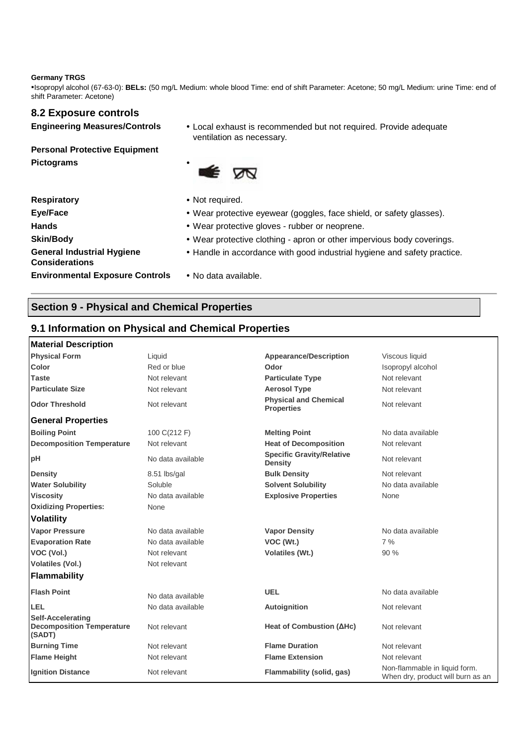**Germany TRGS**

▪Isopropyl alcohol (67-63-0): **BELs:** (50 mg/L Medium: whole blood Time: end of shift Parameter: Acetone; 50 mg/L Medium: urine Time: end of shift Parameter: Acetone)

## 8.2 Exposure controls

| | |
|---|---|
| **Engineering Measures/Controls** | • Local exhaust is recommended but not required. Provide adequate ventilation as necessary. |
| **Personal Protective Equipment** | |
| **Pictograms** | • |
| **Respiratory** | • Not required. |
| **Eye/Face** | • Wear protective eyewear (goggles, face shield, or safety glasses). |
| **Hands** | • Wear protective gloves - rubber or neoprene. |
| **Skin/Body** | • Wear protective clothing - apron or other impervious body coverings. |
| **General Industrial Hygiene Considerations** | • Handle in accordance with good industrial hygiene and safety practice. |
| **Environmental Exposure Controls** | • No data available. |

## Section 9 - Physical and Chemical Properties

### 9.1 Information on Physical and Chemical Properties

| **Material Description** | | | |
|---|---|---|---|
| **Physical Form** | Liquid | **Appearance/Description** | Viscous liquid |
| **Color** | Red or blue | **Odor** | Isopropyl alcohol |
| **Taste** | Not relevant | **Particulate Type** | Not relevant |
| **Particulate Size** | Not relevant | **Aerosol Type** | Not relevant |
| **Odor Threshold** | Not relevant | **Physical and Chemical Properties** | Not relevant |
| **General Properties** | | | |
| **Boiling Point** | 100 C(212 F) | **Melting Point** | No data available |
| **Decomposition Temperature** | Not relevant | **Heat of Decomposition** | Not relevant |
| **pH** | No data available | **Specific Gravity/Relative Density** | Not relevant |
| **Density** | 8.51 lbs/gal | **Bulk Density** | Not relevant |
| **Water Solubility** | Soluble | **Solvent Solubility** | No data available |
| **Viscosity** | No data available | **Explosive Properties** | None |
| **Oxidizing Properties:** | None | | |
| **Volatility** | | | |
| **Vapor Pressure** | No data available | **Vapor Density** | No data available |
| **Evaporation Rate** | No data available | **VOC (Wt.)** | 7 % |
| **VOC (Vol.)** | Not relevant | **Volatiles (Wt.)** | 90 % |
| **Volatiles (Vol.)** | Not relevant | | |
| **Flammability** | | | |
| **Flash Point** | No data available | **UEL** | No data available |
| **LEL** | No data available | **Autoignition** | Not relevant |
| **Self-Accelerating Decomposition Temperature (SADT)** | Not relevant | **Heat of Combustion (ΔHc)** | Not relevant |
| **Burning Time** | Not relevant | **Flame Duration** | Not relevant |
| **Flame Height** | Not relevant | **Flame Extension** | Not relevant |
| **Ignition Distance** | Not relevant | **Flammability (solid, gas)** | Non-flammable in liquid form. When dry, product will burn as an |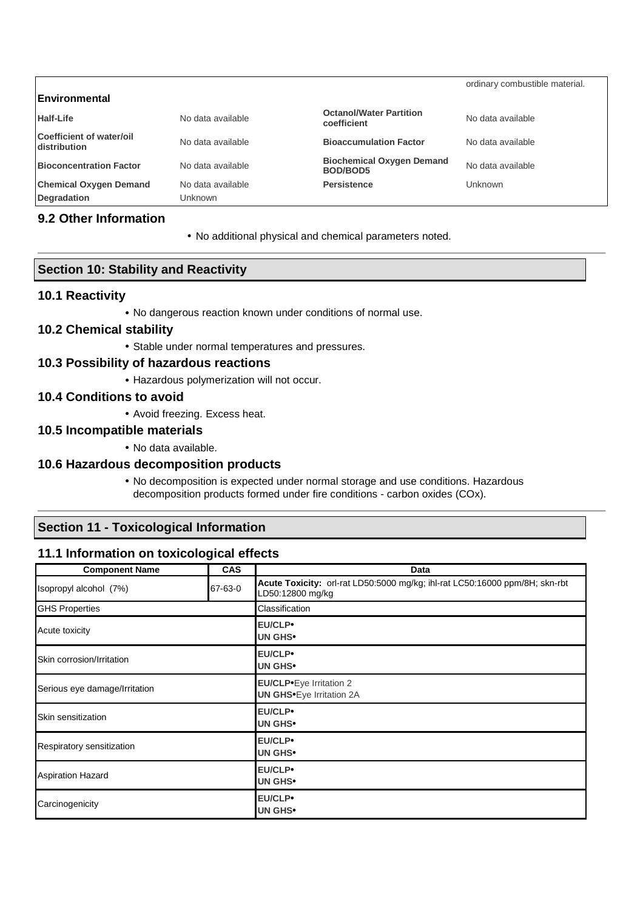| | | | ordinary combustible material. |
|---|---|---|---|
| **Environmental** | | | |
| **Half-Life** | No data available | **Octanol/Water Partition coefficient** | No data available |
| **Coefficient of water/oil distribution** | No data available | **Bioaccumulation Factor** | No data available |
| **Bioconcentration Factor** | No data available | **Biochemical Oxygen Demand BOD/BOD5** | No data available |
| **Chemical Oxygen Demand** | No data available | **Persistence** | Unknown |
| **Degradation** | Unknown | | |

### 9.2 Other Information

- No additional physical and chemical parameters noted.

## Section 10: Stability and Reactivity

### 10.1 Reactivity

- No dangerous reaction known under conditions of normal use.

### 10.2 Chemical stability

- Stable under normal temperatures and pressures.

### 10.3 Possibility of hazardous reactions

- Hazardous polymerization will not occur.

### 10.4 Conditions to avoid

- Avoid freezing. Excess heat.

### 10.5 Incompatible materials

- No data available.

### 10.6 Hazardous decomposition products

- No decomposition is expected under normal storage and use conditions. Hazardous decomposition products formed under fire conditions - carbon oxides (COx).

## Section 11 - Toxicological Information

### 11.1 Information on toxicological effects

| Component Name | CAS | Data |
|---|---|---|
| Isopropyl alcohol (7%) | 67-63-0 | **Acute Toxicity:** orl-rat LD50:5000 mg/kg; ihl-rat LC50:16000 ppm/8H; skn-rbt LD50:12800 mg/kg |

| GHS Properties | Classification |
|---|---|
| Acute toxicity | **EU/CLP•**<br>**UN GHS•** |
| Skin corrosion/Irritation | **EU/CLP•**<br>**UN GHS•** |
| Serious eye damage/Irritation | **EU/CLP•**Eye Irritation 2<br>**UN GHS•**Eye Irritation 2A |
| Skin sensitization | **EU/CLP•**<br>**UN GHS•** |
| Respiratory sensitization | **EU/CLP•**<br>**UN GHS•** |
| Aspiration Hazard | **EU/CLP•**<br>**UN GHS•** |
| Carcinogenicity | **EU/CLP•**<br>**UN GHS•** |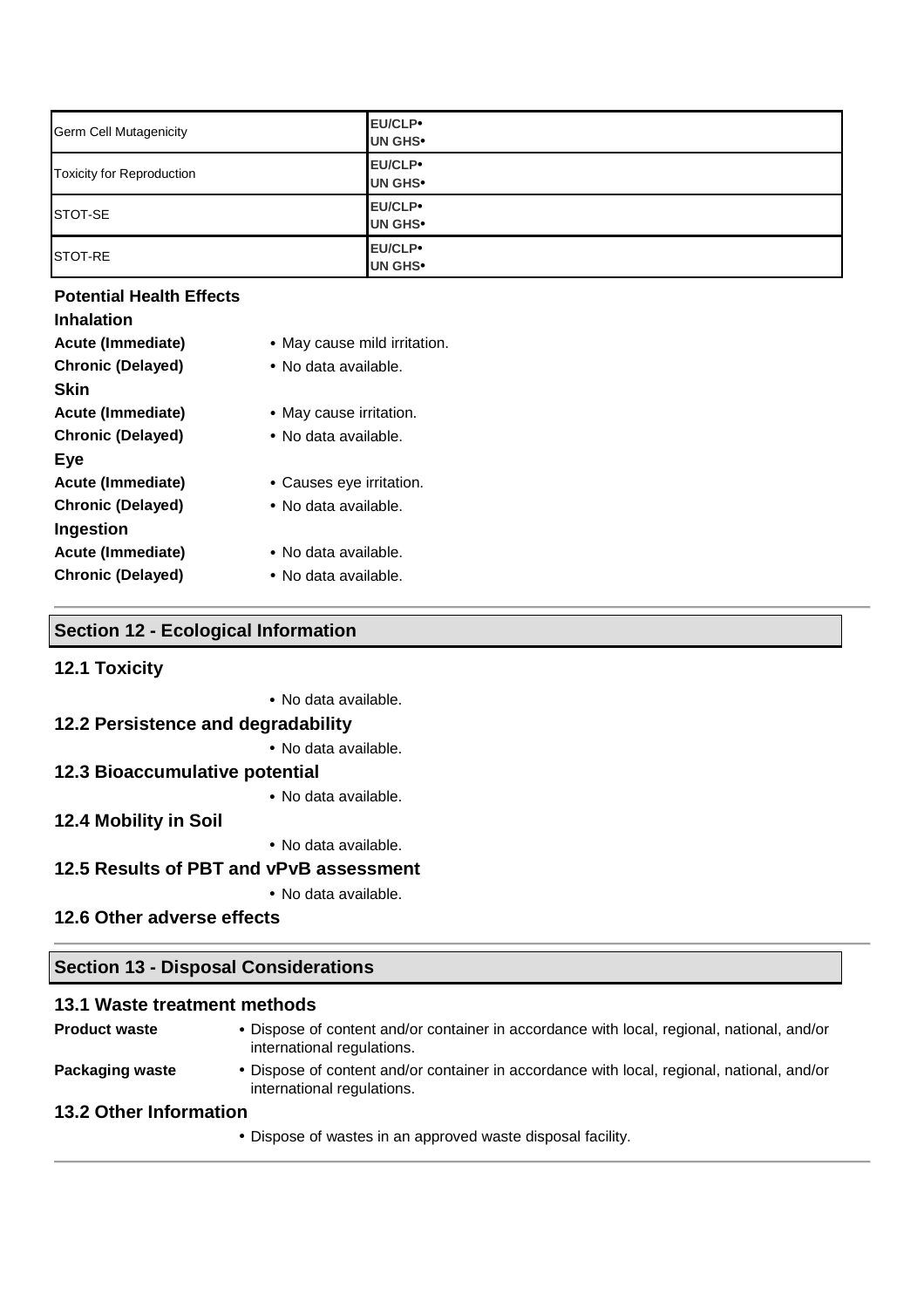| | |
|---|---|
| Germ Cell Mutagenicity | **EU/CLP•**<br>**UN GHS•** |
| Toxicity for Reproduction | **EU/CLP•**<br>**UN GHS•** |
| STOT-SE | **EU/CLP•**<br>**UN GHS•** |
| STOT-RE | **EU/CLP•**<br>**UN GHS•** |

### Potential Health Effects

#### Inhalation

**Acute (Immediate)**
- May cause mild irritation.

**Chronic (Delayed)**
- No data available.

#### Skin

**Acute (Immediate)**
- May cause irritation.

**Chronic (Delayed)**
- No data available.

#### Eye

**Acute (Immediate)**
- Causes eye irritation.

**Chronic (Delayed)**
- No data available.

#### Ingestion

**Acute (Immediate)**
- No data available.

**Chronic (Delayed)**
- No data available.

## Section 12 - Ecological Information

### 12.1 Toxicity

- No data available.

### 12.2 Persistence and degradability

- No data available.

### 12.3 Bioaccumulative potential

- No data available.

### 12.4 Mobility in Soil

- No data available.

### 12.5 Results of PBT and vPvB assessment

- No data available.

### 12.6 Other adverse effects

## Section 13 - Disposal Considerations

### 13.1 Waste treatment methods

**Product waste**
- Dispose of content and/or container in accordance with local, regional, national, and/or international regulations.

**Packaging waste**
- Dispose of content and/or container in accordance with local, regional, national, and/or international regulations.

### 13.2 Other Information

- Dispose of wastes in an approved waste disposal facility.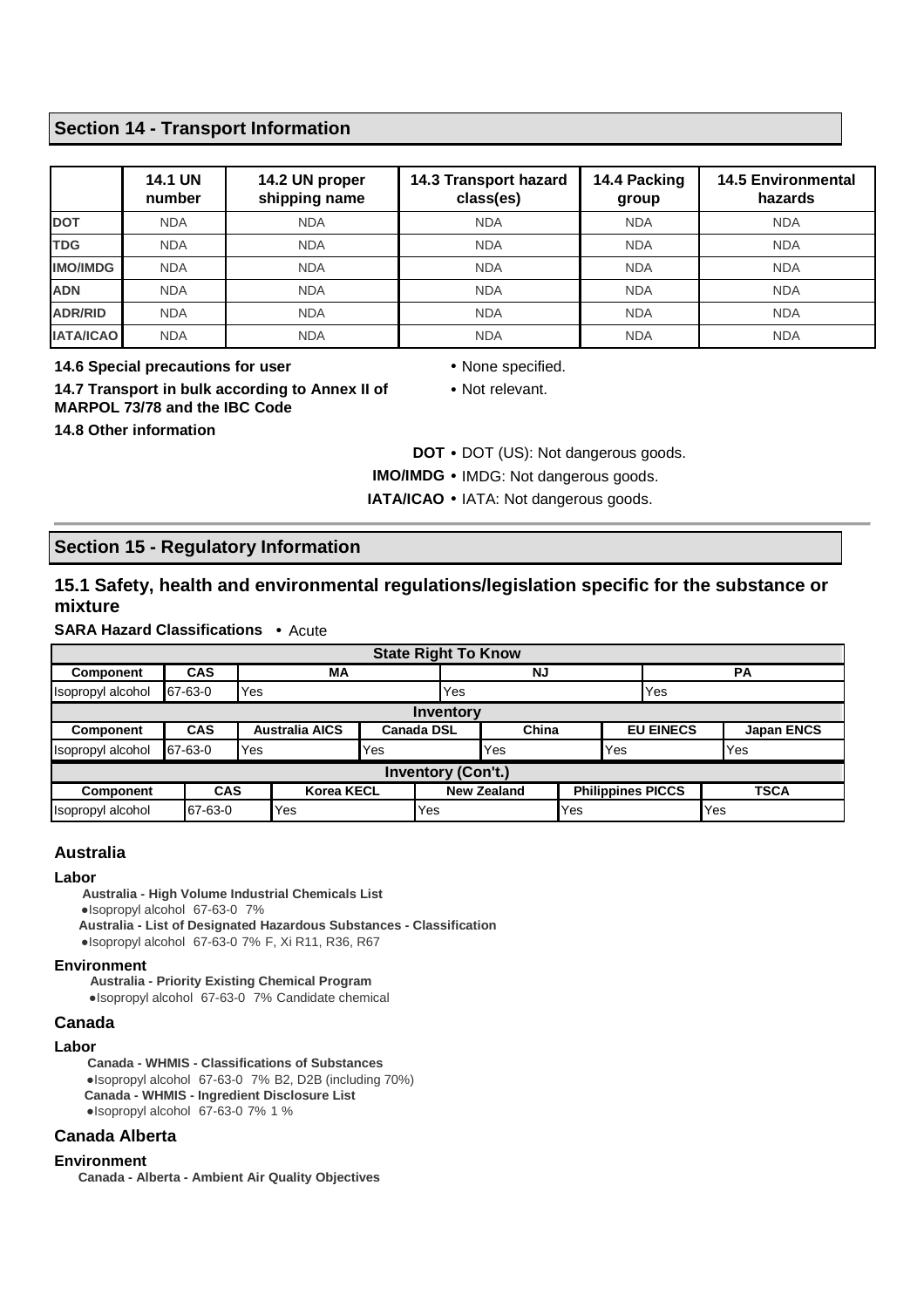## Section 14 - Transport Information

| | 14.1 UN number | 14.2 UN proper shipping name | 14.3 Transport hazard class(es) | 14.4 Packing group | 14.5 Environmental hazards |
|---|---|---|---|---|---|
| **DOT** | NDA | NDA | NDA | NDA | NDA |
| **TDG** | NDA | NDA | NDA | NDA | NDA |
| **IMO/IMDG** | NDA | NDA | NDA | NDA | NDA |
| **ADN** | NDA | NDA | NDA | NDA | NDA |
| **ADR/RID** | NDA | NDA | NDA | NDA | NDA |
| **IATA/ICAO** | NDA | NDA | NDA | NDA | NDA |

**14.6 Special precautions for user** • None specified.

**14.7 Transport in bulk according to Annex II of MARPOL 73/78 and the IBC Code** • Not relevant.

**14.8 Other information**

**DOT** • DOT (US): Not dangerous goods.

**IMO/IMDG** • IMDG: Not dangerous goods.

**IATA/ICAO** • IATA: Not dangerous goods.

## Section 15 - Regulatory Information

### 15.1 Safety, health and environmental regulations/legislation specific for the substance or mixture

**SARA Hazard Classifications** • Acute

**State Right To Know**

| Component | CAS | MA | NJ | PA |
|---|---|---|---|---|
| Isopropyl alcohol | 67-63-0 | Yes | Yes | Yes |

**Inventory**

| Component | CAS | Australia AICS | Canada DSL | China | EU EINECS | Japan ENCS |
|---|---|---|---|---|---|---|
| Isopropyl alcohol | 67-63-0 | Yes | Yes | Yes | Yes | Yes |

**Inventory (Con't.)**

| Component | CAS | Korea KECL | New Zealand | Philippines PICCS | TSCA |
|---|---|---|---|---|---|
| Isopropyl alcohol | 67-63-0 | Yes | Yes | Yes | Yes |

### Australia

#### Labor

**Australia - High Volume Industrial Chemicals List**
- Isopropyl alcohol 67-63-0 7%

**Australia - List of Designated Hazardous Substances - Classification**
- Isopropyl alcohol 67-63-0 7% F, Xi R11, R36, R67

#### Environment

**Australia - Priority Existing Chemical Program**
- Isopropyl alcohol 67-63-0 7% Candidate chemical

### Canada

#### Labor

**Canada - WHMIS - Classifications of Substances**
- Isopropyl alcohol 67-63-0 7% B2, D2B (including 70%)

**Canada - WHMIS - Ingredient Disclosure List**
- Isopropyl alcohol 67-63-0 7% 1 %

### Canada Alberta

#### Environment

**Canada - Alberta - Ambient Air Quality Objectives**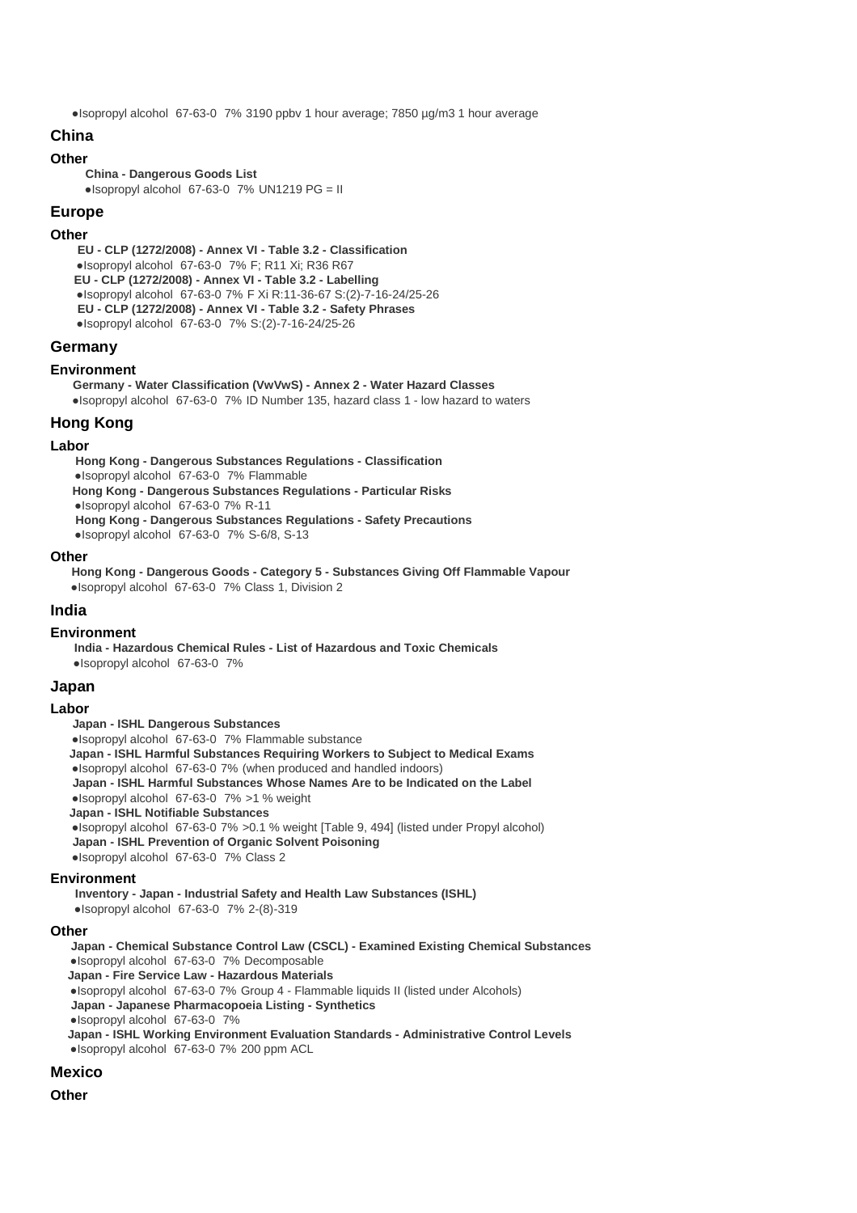- Isopropyl alcohol 67-63-0 7% 3190 ppbv 1 hour average; 7850 µg/m3 1 hour average

## China

### Other

**China - Dangerous Goods List**

- Isopropyl alcohol 67-63-0 7% UN1219 PG = II

## Europe

### Other

**EU - CLP (1272/2008) - Annex VI - Table 3.2 - Classification**

- Isopropyl alcohol 67-63-0 7% F; R11 Xi; R36 R67

**EU - CLP (1272/2008) - Annex VI - Table 3.2 - Labelling**

- Isopropyl alcohol 67-63-0 7% F Xi R:11-36-67 S:(2)-7-16-24/25-26

**EU - CLP (1272/2008) - Annex VI - Table 3.2 - Safety Phrases**

- Isopropyl alcohol 67-63-0 7% S:(2)-7-16-24/25-26

## Germany

### Environment

**Germany - Water Classification (VwVwS) - Annex 2 - Water Hazard Classes**

- Isopropyl alcohol 67-63-0 7% ID Number 135, hazard class 1 - low hazard to waters

## Hong Kong

### Labor

**Hong Kong - Dangerous Substances Regulations - Classification**

- Isopropyl alcohol 67-63-0 7% Flammable

**Hong Kong - Dangerous Substances Regulations - Particular Risks**

- Isopropyl alcohol 67-63-0 7% R-11

**Hong Kong - Dangerous Substances Regulations - Safety Precautions**

- Isopropyl alcohol 67-63-0 7% S-6/8, S-13

### Other

**Hong Kong - Dangerous Goods - Category 5 - Substances Giving Off Flammable Vapour**

- Isopropyl alcohol 67-63-0 7% Class 1, Division 2

## India

### Environment

**India - Hazardous Chemical Rules - List of Hazardous and Toxic Chemicals**

- Isopropyl alcohol 67-63-0 7%

## Japan

### Labor

**Japan - ISHL Dangerous Substances**

- Isopropyl alcohol 67-63-0 7% Flammable substance

**Japan - ISHL Harmful Substances Requiring Workers to Subject to Medical Exams**

- Isopropyl alcohol 67-63-0 7% (when produced and handled indoors)

**Japan - ISHL Harmful Substances Whose Names Are to be Indicated on the Label**

- Isopropyl alcohol 67-63-0 7% >1 % weight

**Japan - ISHL Notifiable Substances**

- Isopropyl alcohol 67-63-0 7% >0.1 % weight [Table 9, 494] (listed under Propyl alcohol)

**Japan - ISHL Prevention of Organic Solvent Poisoning**

- Isopropyl alcohol 67-63-0 7% Class 2

### Environment

**Inventory - Japan - Industrial Safety and Health Law Substances (ISHL)**

- Isopropyl alcohol 67-63-0 7% 2-(8)-319

### Other

**Japan - Chemical Substance Control Law (CSCL) - Examined Existing Chemical Substances**

- Isopropyl alcohol 67-63-0 7% Decomposable

**Japan - Fire Service Law - Hazardous Materials**

- Isopropyl alcohol 67-63-0 7% Group 4 - Flammable liquids II (listed under Alcohols)

**Japan - Japanese Pharmacopoeia Listing - Synthetics**

- Isopropyl alcohol 67-63-0 7%

**Japan - ISHL Working Environment Evaluation Standards - Administrative Control Levels**

- Isopropyl alcohol 67-63-0 7% 200 ppm ACL

## Mexico

### Other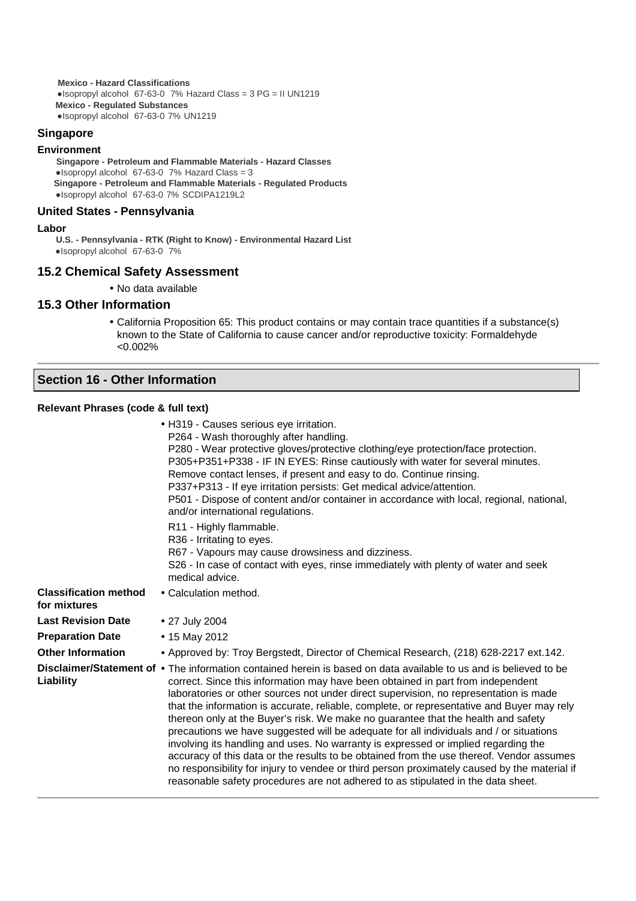**Mexico - Hazard Classifications**

- Isopropyl alcohol 67-63-0 7% Hazard Class = 3 PG = II UN1219

**Mexico - Regulated Substances**

- Isopropyl alcohol 67-63-0 7% UN1219

### Singapore

#### Environment

**Singapore - Petroleum and Flammable Materials - Hazard Classes**

- Isopropyl alcohol 67-63-0 7% Hazard Class = 3

**Singapore - Petroleum and Flammable Materials - Regulated Products**

- Isopropyl alcohol 67-63-0 7% SCDIPA1219L2

### United States - Pennsylvania

#### Labor

**U.S. - Pennsylvania - RTK (Right to Know) - Environmental Hazard List**

- Isopropyl alcohol 67-63-0 7%

## 15.2 Chemical Safety Assessment

- No data available

## 15.3 Other Information

- California Proposition 65: This product contains or may contain trace quantities if a substance(s) known to the State of California to cause cancer and/or reproductive toxicity: Formaldehyde <0.002%

## Section 16 - Other Information

**Relevant Phrases (code & full text)**

- H319 - Causes serious eye irritation.
  P264 - Wash thoroughly after handling.
  P280 - Wear protective gloves/protective clothing/eye protection/face protection.
  P305+P351+P338 - IF IN EYES: Rinse cautiously with water for several minutes. Remove contact lenses, if present and easy to do. Continue rinsing.
  P337+P313 - If eye irritation persists: Get medical advice/attention.
  P501 - Dispose of content and/or container in accordance with local, regional, national, and/or international regulations.

  R11 - Highly flammable.
  R36 - Irritating to eyes.
  R67 - Vapours may cause drowsiness and dizziness.
  S26 - In case of contact with eyes, rinse immediately with plenty of water and seek medical advice.

| | |
|---|---|
| **Classification method for mixtures** | • Calculation method. |
| **Last Revision Date** | • 27 July 2004 |
| **Preparation Date** | • 15 May 2012 |
| **Other Information** | • Approved by: Troy Bergstedt, Director of Chemical Research, (218) 628-2217 ext.142. |
| **Disclaimer/Statement of Liability** | • The information contained herein is based on data available to us and is believed to be correct. Since this information may have been obtained in part from independent laboratories or other sources not under direct supervision, no representation is made that the information is accurate, reliable, complete, or representative and Buyer may rely thereon only at the Buyer's risk. We make no guarantee that the health and safety precautions we have suggested will be adequate for all individuals and / or situations involving its handling and uses. No warranty is expressed or implied regarding the accuracy of this data or the results to be obtained from the use thereof. Vendor assumes no responsibility for injury to vendee or third person proximately caused by the material if reasonable safety procedures are not adhered to as stipulated in the data sheet. |